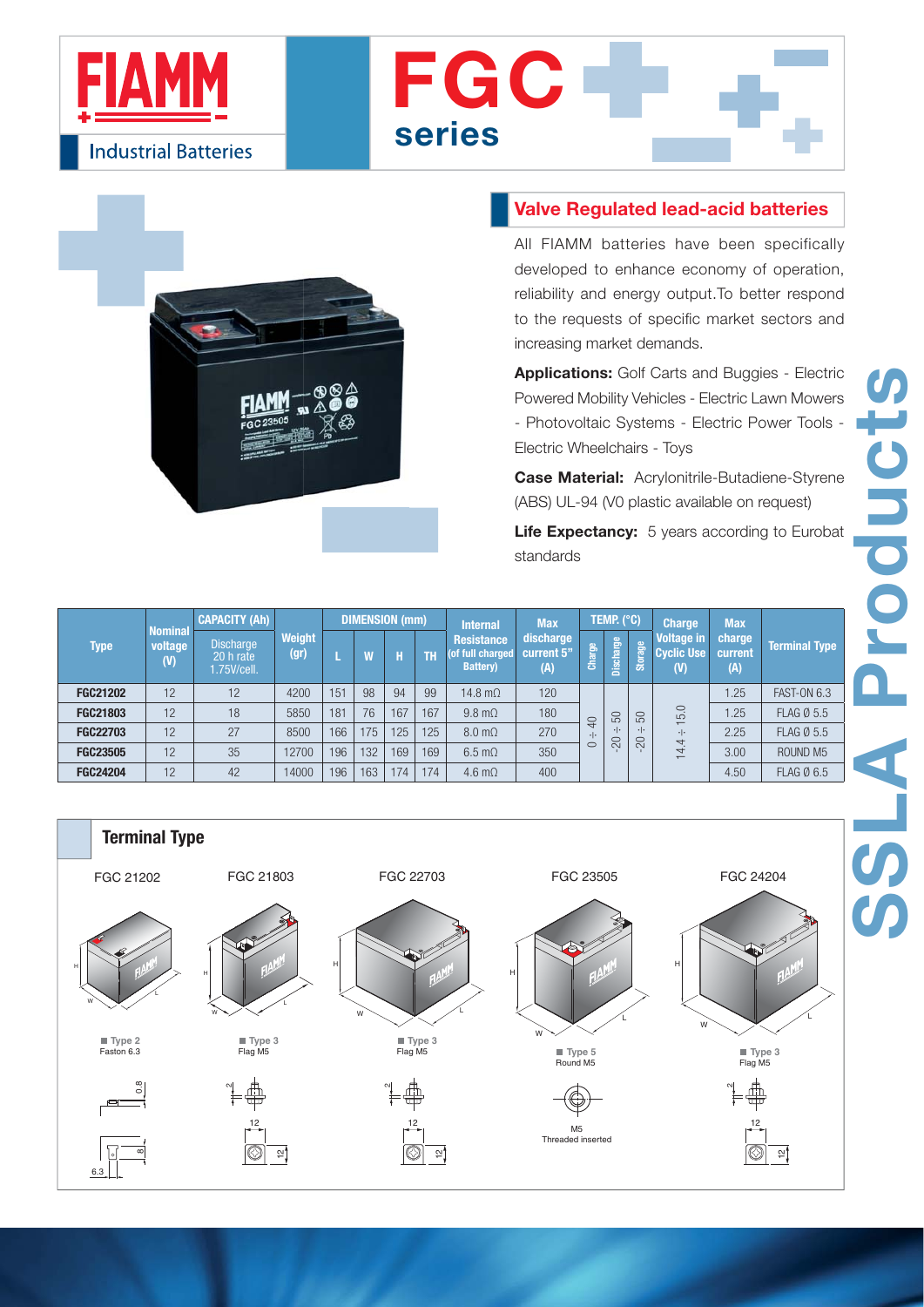# FIAMM Industrial Batteries

# FGC series

## Valve Regulated lead-acid batteries

All FIAMM batteries have been specifically developed to enhance economy of operation, reliability and energy output.To better respond to the requests of specific market sectors and increasing market demands.

**Applications:** Golf Carts and Buggies - Electric Powered Mobility Vehicles - Electric Lawn Mowers - Photovoltaic Systems - Electric Power Tools - Electric Wheelchairs - Toys

**Case Material:** Acrylonitrile-Butadiene-Styrene (ABS) UL-94 (V0 plastic available on request)

**Life Expectancy:** 5 years according to Eurobat standards

**SSLA Products**

| Type | Nominal voltage (V) | CAPACITY (Ah) Discharge 20 h rate 1.75V/cell. | Weight (gr) | DIMENSION (mm) L | W | H | TH | Internal Resistance (of full charged Battery) | Max discharge current 5" (A) | TEMP. (°C) Charge | Discharge | Storage | Charge Voltage in Cyclic Use (V) | Max charge current (A) | Terminal Type |
|---|---|---|---|---|---|---|---|---|---|---|---|---|---|---|---|
| FGC21202 | 12 | 12 | 4200 | 151 | 98 | 94 | 99 | 14.8 mΩ | 120 | 0 ÷ 40 | -20 ÷ 50 | -20 ÷ 50 | 14.4 ÷ 15.0 | 1.25 | FAST-ON 6.3 |
| FGC21803 | 12 | 18 | 5850 | 181 | 76 | 167 | 167 | 9.8 mΩ | 180 | | | | | 1.25 | FLAG Ø 5.5 |
| FGC22703 | 12 | 27 | 8500 | 166 | 175 | 125 | 125 | 8.0 mΩ | 270 | | | | | 2.25 | FLAG Ø 5.5 |
| FGC23505 | 12 | 35 | 12700 | 196 | 132 | 169 | 169 | 6.5 mΩ | 350 | | | | | 3.00 | ROUND M5 |
| FGC24204 | 12 | 42 | 14000 | 196 | 163 | 174 | 174 | 4.6 mΩ | 400 | | | | | 4.50 | FLAG Ø 6.5 |

## Terminal Type

**FGC 21202** – Type 2, Faston 6.3 (dimensions: 0.8, 8, 6.3)

**FGC 21803** – Type 3, Flag M5 (dimensions: 2, 12, 12)

**FGC 22703** – Type 3, Flag M5 (dimensions: 2, 12, 12)

**FGC 23505** – Type 5, Round M5 (M5 Threaded inserted)

**FGC 24204** – Type 3, Flag M5 (dimensions: 2, 12, 12)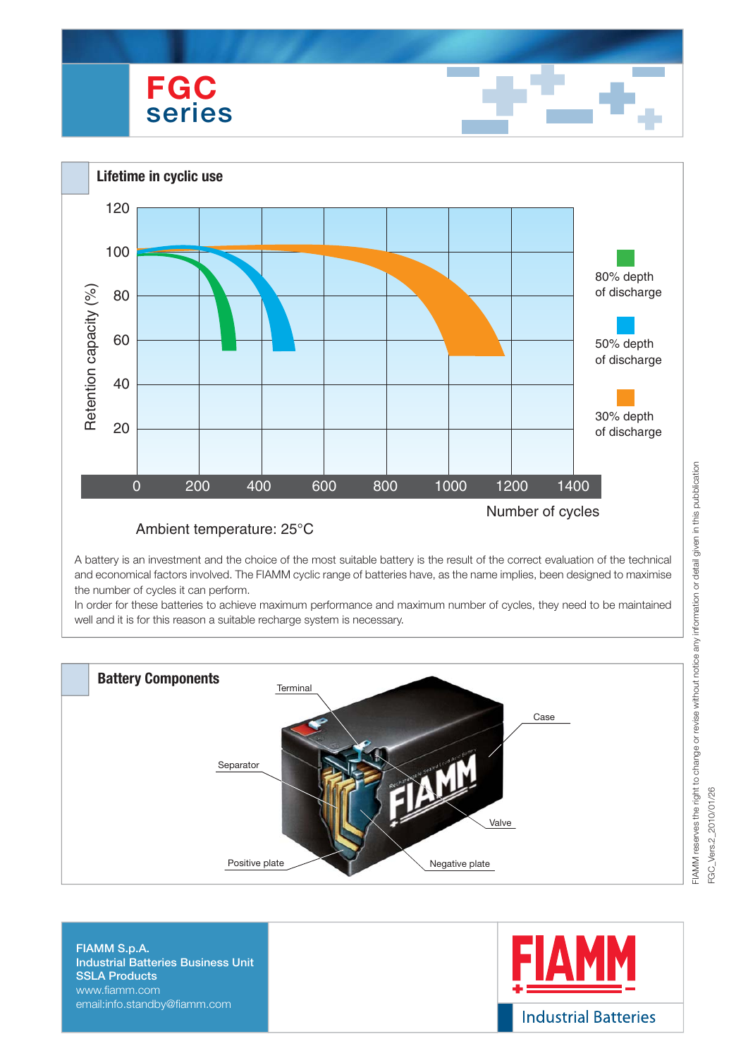# FGC series

## Lifetime in cyclic use

Retention capacity (%)

120
100
80
60
40
20

0 200 400 600 800 1000 1200 1400

Number of cycles

80% depth of discharge

50% depth of discharge

30% depth of discharge

Ambient temperature: 25°C

A battery is an investment and the choice of the most suitable battery is the result of the correct evaluation of the technical and economical factors involved. The FIAMM cyclic range of batteries have, as the name implies, been designed to maximise the number of cycles it can perform.
In order for these batteries to achieve maximum performance and maximum number of cycles, they need to be maintained well and it is for this reason a suitable recharge system is necessary.

## Battery Components

Terminal

Case

Separator

Valve

Positive plate

Negative plate

FIAMM reserves the right to change or revise without notice any information or detail given in this publication

FGC_Vers.2_2010/01/26

**FIAMM S.p.A.**
**Industrial Batteries Business Unit**
**SSLA Products**
www.fiamm.com
email:info.standby@fiamm.com

FIAMM
Industrial Batteries